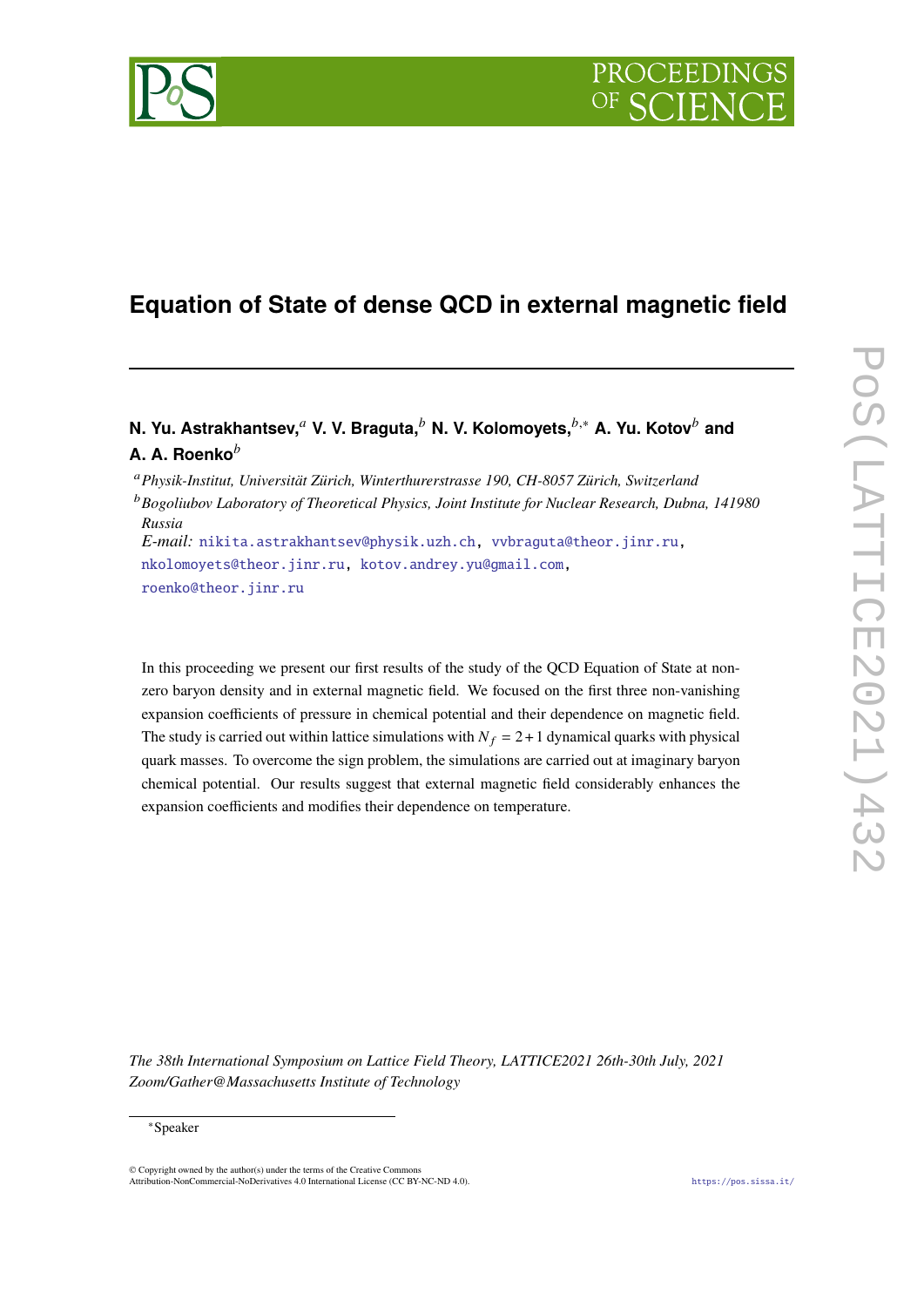# Equation of State of dense QCD in external magnetic field

**N. Yu. Astrakhantsev,**[a] **V. V. Braguta,**[b] **N. V. Kolomoyets,**[b,*] **A. Yu. Kotov**[b] **and A. A. Roenko**[b]

[a] *Physik-Institut, Universität Zürich, Winterthurerstrasse 190, CH-8057 Zürich, Switzerland*

[b] *Bogoliubov Laboratory of Theoretical Physics, Joint Institute for Nuclear Research, Dubna, 141980 Russia*

*E-mail:* nikita.astrakhantsev@physik.uzh.ch, vvbraguta@theor.jinr.ru, nkolomoyets@theor.jinr.ru, kotov.andrey.yu@gmail.com, roenko@theor.jinr.ru

In this proceeding we present our first results of the study of the QCD Equation of State at non-zero baryon density and in external magnetic field. We focused on the first three non-vanishing expansion coefficients of pressure in chemical potential and their dependence on magnetic field. The study is carried out within lattice simulations with $N_f = 2+1$ dynamical quarks with physical quark masses. To overcome the sign problem, the simulations are carried out at imaginary baryon chemical potential. Our results suggest that external magnetic field considerably enhances the expansion coefficients and modifies their dependence on temperature.

*The 38th International Symposium on Lattice Field Theory, LATTICE2021 26th-30th July, 2021 Zoom/Gather@Massachusetts Institute of Technology*

*Speaker

© Copyright owned by the author(s) under the terms of the Creative Commons Attribution-NonCommercial-NoDerivatives 4.0 International License (CC BY-NC-ND 4.0).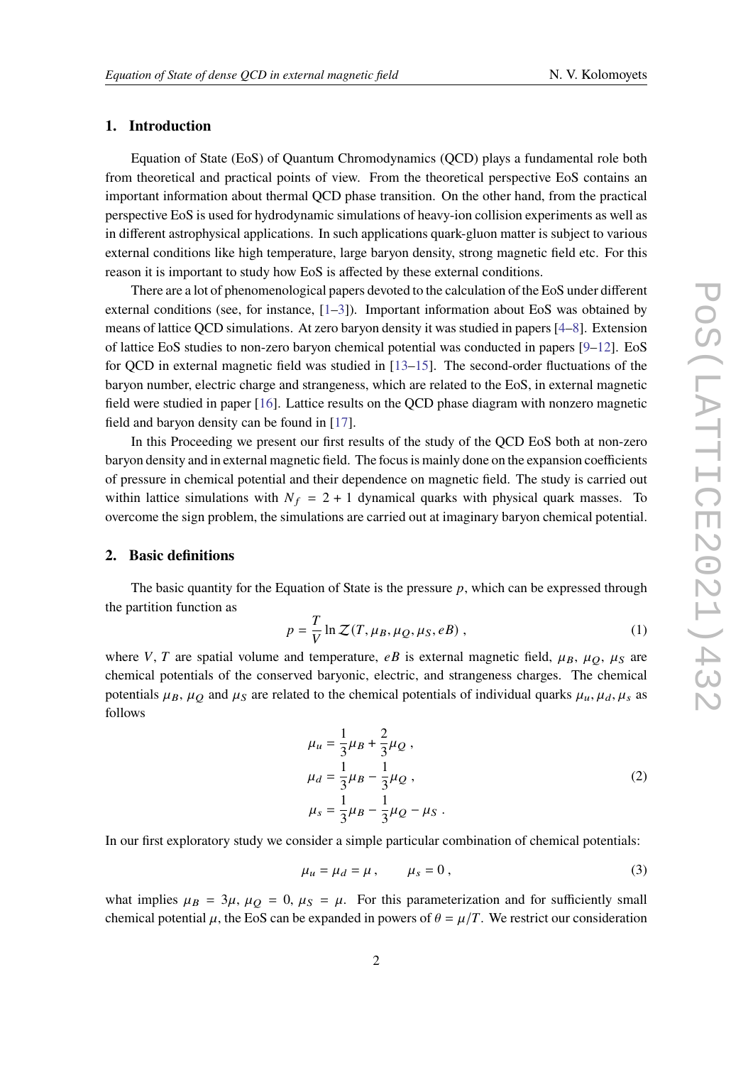## 1. Introduction

Equation of State (EoS) of Quantum Chromodynamics (QCD) plays a fundamental role both from theoretical and practical points of view. From the theoretical perspective EoS contains an important information about thermal QCD phase transition. On the other hand, from the practical perspective EoS is used for hydrodynamic simulations of heavy-ion collision experiments as well as in different astrophysical applications. In such applications quark-gluon matter is subject to various external conditions like high temperature, large baryon density, strong magnetic field etc. For this reason it is important to study how EoS is affected by these external conditions.

There are a lot of phenomenological papers devoted to the calculation of the EoS under different external conditions (see, for instance, [1–3]). Important information about EoS was obtained by means of lattice QCD simulations. At zero baryon density it was studied in papers [4–8]. Extension of lattice EoS studies to non-zero baryon chemical potential was conducted in papers [9–12]. EoS for QCD in external magnetic field was studied in [13–15]. The second-order fluctuations of the baryon number, electric charge and strangeness, which are related to the EoS, in external magnetic field were studied in paper [16]. Lattice results on the QCD phase diagram with nonzero magnetic field and baryon density can be found in [17].

In this Proceeding we present our first results of the study of the QCD EoS both at non-zero baryon density and in external magnetic field. The focus is mainly done on the expansion coefficients of pressure in chemical potential and their dependence on magnetic field. The study is carried out within lattice simulations with $N_f = 2 + 1$ dynamical quarks with physical quark masses. To overcome the sign problem, the simulations are carried out at imaginary baryon chemical potential.

## 2. Basic definitions

The basic quantity for the Equation of State is the pressure $p$, which can be expressed through the partition function as

$$p = \frac{T}{V} \ln \mathcal{Z}(T, \mu_B, \mu_Q, \mu_S, eB) \,, \tag{1}$$

where $V$, $T$ are spatial volume and temperature, $eB$ is external magnetic field, $\mu_B$, $\mu_Q$, $\mu_S$ are chemical potentials of the conserved baryonic, electric, and strangeness charges. The chemical potentials $\mu_B$, $\mu_Q$ and $\mu_S$ are related to the chemical potentials of individual quarks $\mu_u, \mu_d, \mu_s$ as follows

$$\begin{aligned}
\mu_u &= \frac{1}{3}\mu_B + \frac{2}{3}\mu_Q \,, \\
\mu_d &= \frac{1}{3}\mu_B - \frac{1}{3}\mu_Q \,, \\
\mu_s &= \frac{1}{3}\mu_B - \frac{1}{3}\mu_Q - \mu_S \,.
\end{aligned} \tag{2}$$

In our first exploratory study we consider a simple particular combination of chemical potentials:

$$\mu_u = \mu_d = \mu \,, \qquad \mu_s = 0 \,, \tag{3}$$

what implies $\mu_B = 3\mu$, $\mu_Q = 0$, $\mu_S = \mu$. For this parameterization and for sufficiently small chemical potential $\mu$, the EoS can be expanded in powers of $\theta = \mu/T$. We restrict our consideration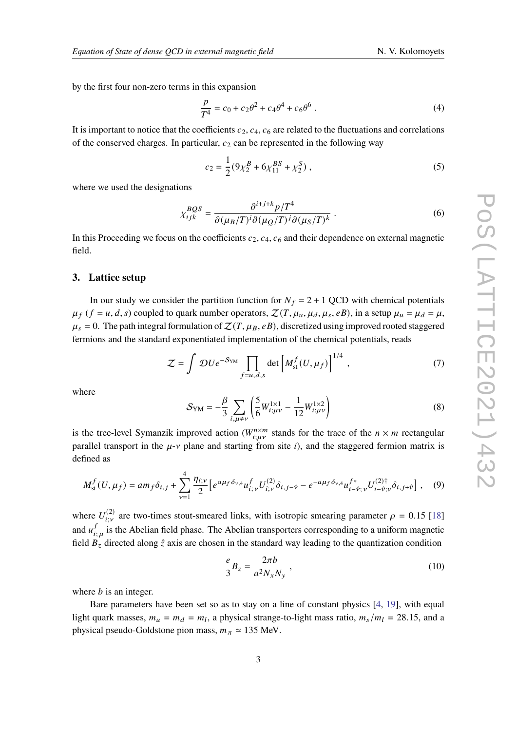by the first four non-zero terms in this expansion

$$\frac{p}{T^4} = c_0 + c_2\theta^2 + c_4\theta^4 + c_6\theta^6 \,. \tag{4}$$

It is important to notice that the coefficients $c_2, c_4, c_6$ are related to the fluctuations and correlations of the conserved charges. In particular, $c_2$ can be represented in the following way

$$c_2 = \frac{1}{2}(9\chi_2^B + 6\chi_{11}^{BS} + \chi_2^S) \,, \tag{5}$$

where we used the designations

$$\chi_{ijk}^{BQS} = \frac{\partial^{i+j+k} p/T^4}{\partial(\mu_B/T)^i \partial(\mu_Q/T)^j \partial(\mu_S/T)^k} \,. \tag{6}$$

In this Proceeding we focus on the coefficients $c_2, c_4, c_6$ and their dependence on external magnetic field.

## 3. Lattice setup

In our study we consider the partition function for $N_f = 2+1$ QCD with chemical potentials $\mu_f$ ($f = u, d, s$) coupled to quark number operators, $\mathcal{Z}(T, \mu_u, \mu_d, \mu_s, eB)$, in a setup $\mu_u = \mu_d = \mu$, $\mu_s = 0$. The path integral formulation of $\mathcal{Z}(T, \mu_B, eB)$, discretized using improved rooted staggered fermions and the standard exponentiated implementation of the chemical potentials, reads

$$\mathcal{Z} = \int \mathcal{D}U e^{-\mathcal{S}_{\mathrm{YM}}} \prod_{f=u,d,s} \det\left[M_{\mathrm{st}}^f(U, \mu_f)\right]^{1/4} \,, \tag{7}$$

where

$$\mathcal{S}_{\mathrm{YM}} = -\frac{\beta}{3} \sum_{i,\mu\neq\nu} \left(\frac{5}{6} W_{i;\mu\nu}^{1\times 1} - \frac{1}{12} W_{i;\mu\nu}^{1\times 2}\right) \tag{8}$$

is the tree-level Symanzik improved action ($W_{i;\mu\nu}^{n\times m}$ stands for the trace of the $n \times m$ rectangular parallel transport in the $\mu$-$\nu$ plane and starting from site $i$), and the staggered fermion matrix is defined as

$$M_{\mathrm{st}}^f(U, \mu_f) = am_f \delta_{i,j} + \sum_{\nu=1}^{4} \frac{\eta_{i;\nu}}{2} \left[e^{a\mu_f \delta_{\nu,4}} u_{i;\nu}^f U_{i;\nu}^{(2)} \delta_{i,j-\hat{\nu}} - e^{-a\mu_f \delta_{\nu,4}} u_{i-\hat{\nu};\nu}^{f*} U_{i-\hat{\nu};\nu}^{(2)\dagger} \delta_{i,j+\hat{\nu}}\right] , \tag{9}$$

where $U_{i;\nu}^{(2)}$ are two-times stout-smeared links, with isotropic smearing parameter $\rho = 0.15$ [18] and $u_{i;\mu}^f$ is the Abelian field phase. The Abelian transporters corresponding to a uniform magnetic field $B_z$ directed along $\hat{z}$ axis are chosen in the standard way leading to the quantization condition

$$\frac{e}{3} B_z = \frac{2\pi b}{a^2 N_x N_y} \,, \tag{10}$$

where $b$ is an integer.

Bare parameters have been set so as to stay on a line of constant physics [4, 19], with equal light quark masses, $m_u = m_d = m_l$, a physical strange-to-light mass ratio, $m_s/m_l = 28.15$, and a physical pseudo-Goldstone pion mass, $m_\pi \simeq 135$ MeV.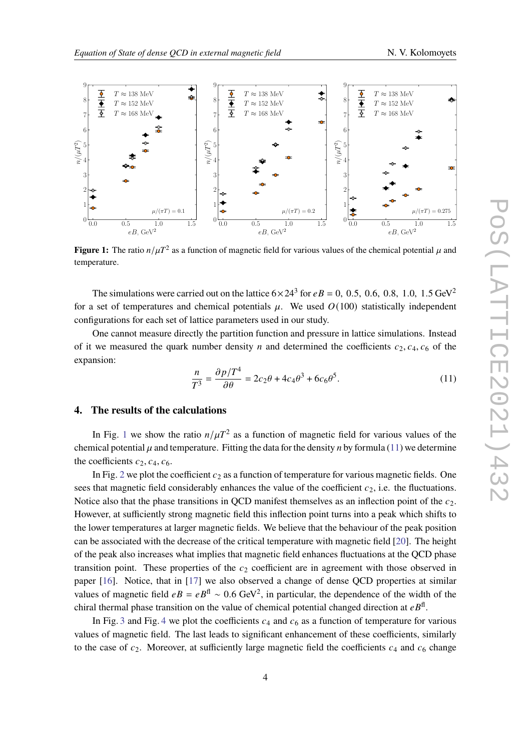$T \approx 138$ MeV
$T \approx 152$ MeV
$T \approx 168$ MeV
$n/(\mu T^2)$
$eB$, GeV$^2$
$\mu/(\pi T) = 0.1$
$\mu/(\pi T) = 0.2$
$\mu/(\pi T) = 0.275$

**Figure 1:** The ratio $n/\mu T^2$ as a function of magnetic field for various values of the chemical potential $\mu$ and temperature.

The simulations were carried out on the lattice $6\times 24^3$ for $eB = 0,\ 0.5,\ 0.6,\ 0.8,\ 1.0,\ 1.5\ \text{GeV}^2$ for a set of temperatures and chemical potentials $\mu$. We used $O(100)$ statistically independent configurations for each set of lattice parameters used in our study.

One cannot measure directly the partition function and pressure in lattice simulations. Instead of it we measured the quark number density $n$ and determined the coefficients $c_2, c_4, c_6$ of the expansion:

$$\frac{n}{T^3} = \frac{\partial p/T^4}{\partial \theta} = 2c_2\theta + 4c_4\theta^3 + 6c_6\theta^5. \tag{11}$$

## 4. The results of the calculations

In Fig. 1 we show the ratio $n/\mu T^2$ as a function of magnetic field for various values of the chemical potential $\mu$ and temperature. Fitting the data for the density $n$ by formula (11) we determine the coefficients $c_2, c_4, c_6$.

In Fig. 2 we plot the coefficient $c_2$ as a function of temperature for various magnetic fields. One sees that magnetic field considerably enhances the value of the coefficient $c_2$, i.e. the fluctuations. Notice also that the phase transitions in QCD manifest themselves as an inflection point of the $c_2$. However, at sufficiently strong magnetic field this inflection point turns into a peak which shifts to the lower temperatures at larger magnetic fields. We believe that the behaviour of the peak position can be associated with the decrease of the critical temperature with magnetic field [20]. The height of the peak also increases what implies that magnetic field enhances fluctuations at the QCD phase transition point. These properties of the $c_2$ coefficient are in agreement with those observed in paper [16]. Notice, that in [17] we also observed a change of dense QCD properties at similar values of magnetic field $eB = eB^{\text{fl}} \sim 0.6\ \text{GeV}^2$, in particular, the dependence of the width of the chiral thermal phase transition on the value of chemical potential changed direction at $eB^{\text{fl}}$.

In Fig. 3 and Fig. 4 we plot the coefficients $c_4$ and $c_6$ as a function of temperature for various values of magnetic field. The last leads to significant enhancement of these coefficients, similarly to the case of $c_2$. Moreover, at sufficiently large magnetic field the coefficients $c_4$ and $c_6$ change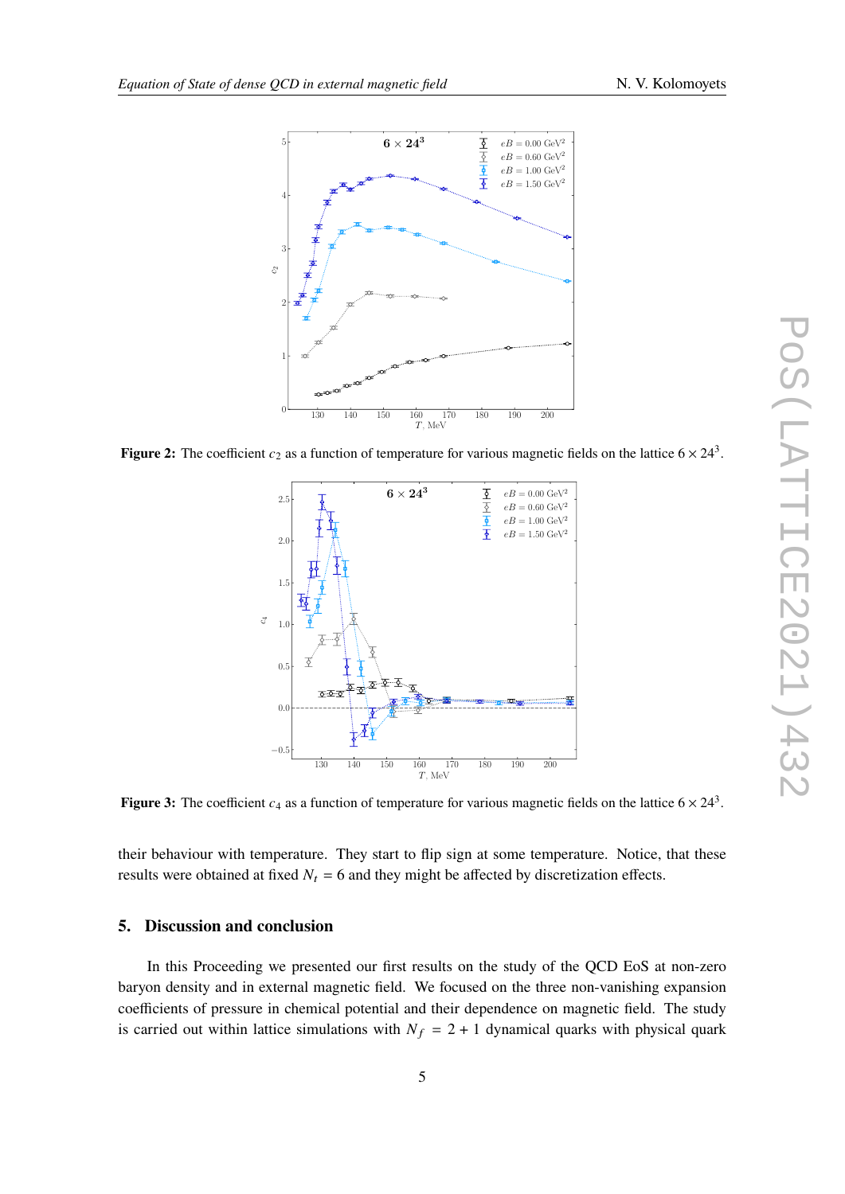$6 \times 24^3$

$eB = 0.00$ GeV$^2$
$eB = 0.60$ GeV$^2$
$eB = 1.00$ GeV$^2$
$eB = 1.50$ GeV$^2$

$c_2$

0
1
2
3
4
5

130 140 150 160 170 180 190 200

$T$, MeV

**Figure 2:** The coefficient $c_2$ as a function of temperature for various magnetic fields on the lattice $6 \times 24^3$.

$6 \times 24^3$

$eB = 0.00$ GeV$^2$
$eB = 0.60$ GeV$^2$
$eB = 1.00$ GeV$^2$
$eB = 1.50$ GeV$^2$

$c_4$

−0.5
0.0
0.5
1.0
1.5
2.0
2.5

130 140 150 160 170 180 190 200

$T$, MeV

**Figure 3:** The coefficient $c_4$ as a function of temperature for various magnetic fields on the lattice $6 \times 24^3$.

their behaviour with temperature. They start to flip sign at some temperature. Notice, that these results were obtained at fixed $N_t = 6$ and they might be affected by discretization effects.

## 5. Discussion and conclusion

In this Proceeding we presented our first results on the study of the QCD EoS at non-zero baryon density and in external magnetic field. We focused on the three non-vanishing expansion coefficients of pressure in chemical potential and their dependence on magnetic field. The study is carried out within lattice simulations with $N_f = 2 + 1$ dynamical quarks with physical quark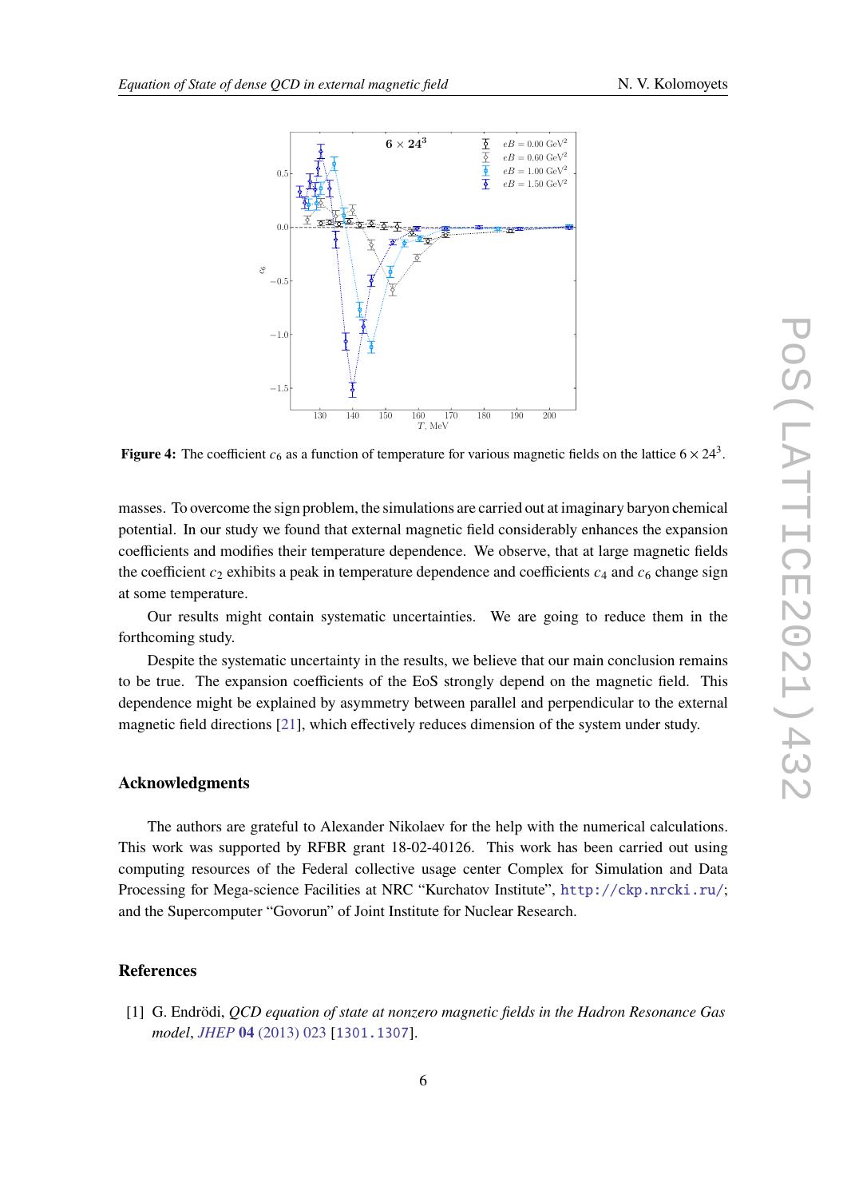$6 \times 24^3$

$eB = 0.00$ GeV$^2$
$eB = 0.60$ GeV$^2$
$eB = 1.00$ GeV$^2$
$eB = 1.50$ GeV$^2$

0.5
0.0
−0.5
−1.0
−1.5

$c_6$

130 140 150 160 170 180 190 200

$T$, MeV

**Figure 4:** The coefficient $c_6$ as a function of temperature for various magnetic fields on the lattice $6 \times 24^3$.

masses. To overcome the sign problem, the simulations are carried out at imaginary baryon chemical potential. In our study we found that external magnetic field considerably enhances the expansion coefficients and modifies their temperature dependence. We observe, that at large magnetic fields the coefficient $c_2$ exhibits a peak in temperature dependence and coefficients $c_4$ and $c_6$ change sign at some temperature.

Our results might contain systematic uncertainties. We are going to reduce them in the forthcoming study.

Despite the systematic uncertainty in the results, we believe that our main conclusion remains to be true. The expansion coefficients of the EoS strongly depend on the magnetic field. This dependence might be explained by asymmetry between parallel and perpendicular to the external magnetic field directions [21], which effectively reduces dimension of the system under study.

## Acknowledgments

The authors are grateful to Alexander Nikolaev for the help with the numerical calculations. This work was supported by RFBR grant 18-02-40126. This work has been carried out using computing resources of the Federal collective usage center Complex for Simulation and Data Processing for Mega-science Facilities at NRC "Kurchatov Institute", http://ckp.nrcki.ru/; and the Supercomputer "Govorun" of Joint Institute for Nuclear Research.

## References

[1] G. Endrödi, *QCD equation of state at nonzero magnetic fields in the Hadron Resonance Gas model*, *JHEP* **04** (2013) 023 [1301.1307].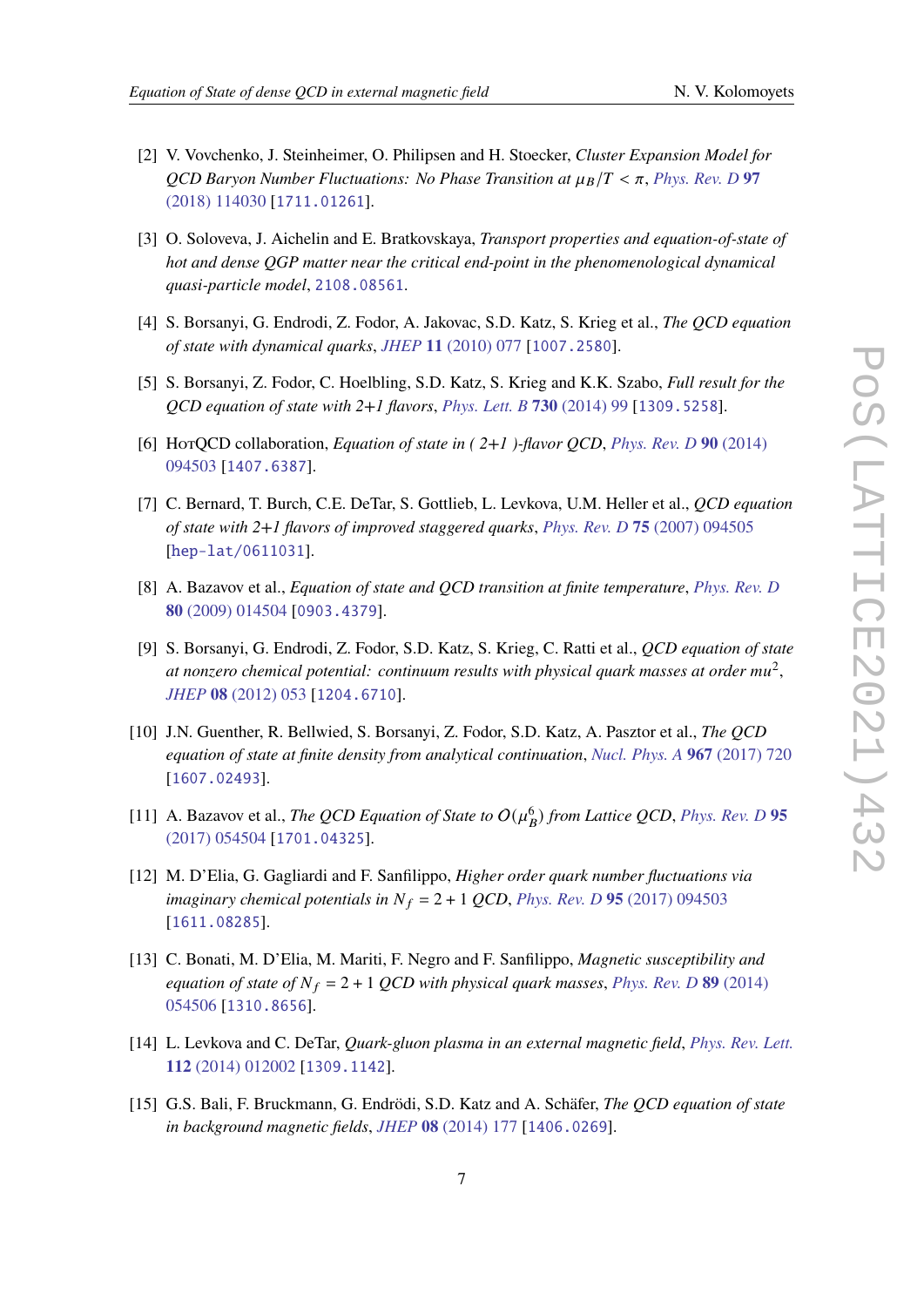[2] V. Vovchenko, J. Steinheimer, O. Philipsen and H. Stoecker, *Cluster Expansion Model for QCD Baryon Number Fluctuations: No Phase Transition at $\mu_B/T < \pi$*, Phys. Rev. D **97** (2018) 114030 [1711.01261].

[3] O. Soloveva, J. Aichelin and E. Bratkovskaya, *Transport properties and equation-of-state of hot and dense QGP matter near the critical end-point in the phenomenological dynamical quasi-particle model*, 2108.08561.

[4] S. Borsanyi, G. Endrodi, Z. Fodor, A. Jakovac, S.D. Katz, S. Krieg et al., *The QCD equation of state with dynamical quarks*, JHEP **11** (2010) 077 [1007.2580].

[5] S. Borsanyi, Z. Fodor, C. Hoelbling, S.D. Katz, S. Krieg and K.K. Szabo, *Full result for the QCD equation of state with 2+1 flavors*, Phys. Lett. B **730** (2014) 99 [1309.5258].

[6] HotQCD collaboration, *Equation of state in ( 2+1 )-flavor QCD*, Phys. Rev. D **90** (2014) 094503 [1407.6387].

[7] C. Bernard, T. Burch, C.E. DeTar, S. Gottlieb, L. Levkova, U.M. Heller et al., *QCD equation of state with 2+1 flavors of improved staggered quarks*, Phys. Rev. D **75** (2007) 094505 [hep-lat/0611031].

[8] A. Bazavov et al., *Equation of state and QCD transition at finite temperature*, Phys. Rev. D **80** (2009) 014504 [0903.4379].

[9] S. Borsanyi, G. Endrodi, Z. Fodor, S.D. Katz, S. Krieg, C. Ratti et al., *QCD equation of state at nonzero chemical potential: continuum results with physical quark masses at order mu$^2$*, JHEP **08** (2012) 053 [1204.6710].

[10] J.N. Guenther, R. Bellwied, S. Borsanyi, Z. Fodor, S.D. Katz, A. Pasztor et al., *The QCD equation of state at finite density from analytical continuation*, Nucl. Phys. A **967** (2017) 720 [1607.02493].

[11] A. Bazavov et al., *The QCD Equation of State to $O(\mu_B^6)$ from Lattice QCD*, Phys. Rev. D **95** (2017) 054504 [1701.04325].

[12] M. D'Elia, G. Gagliardi and F. Sanfilippo, *Higher order quark number fluctuations via imaginary chemical potentials in $N_f = 2 + 1$ QCD*, Phys. Rev. D **95** (2017) 094503 [1611.08285].

[13] C. Bonati, M. D'Elia, M. Mariti, F. Negro and F. Sanfilippo, *Magnetic susceptibility and equation of state of $N_f = 2 + 1$ QCD with physical quark masses*, Phys. Rev. D **89** (2014) 054506 [1310.8656].

[14] L. Levkova and C. DeTar, *Quark-gluon plasma in an external magnetic field*, Phys. Rev. Lett. **112** (2014) 012002 [1309.1142].

[15] G.S. Bali, F. Bruckmann, G. Endrödi, S.D. Katz and A. Schäfer, *The QCD equation of state in background magnetic fields*, JHEP **08** (2014) 177 [1406.0269].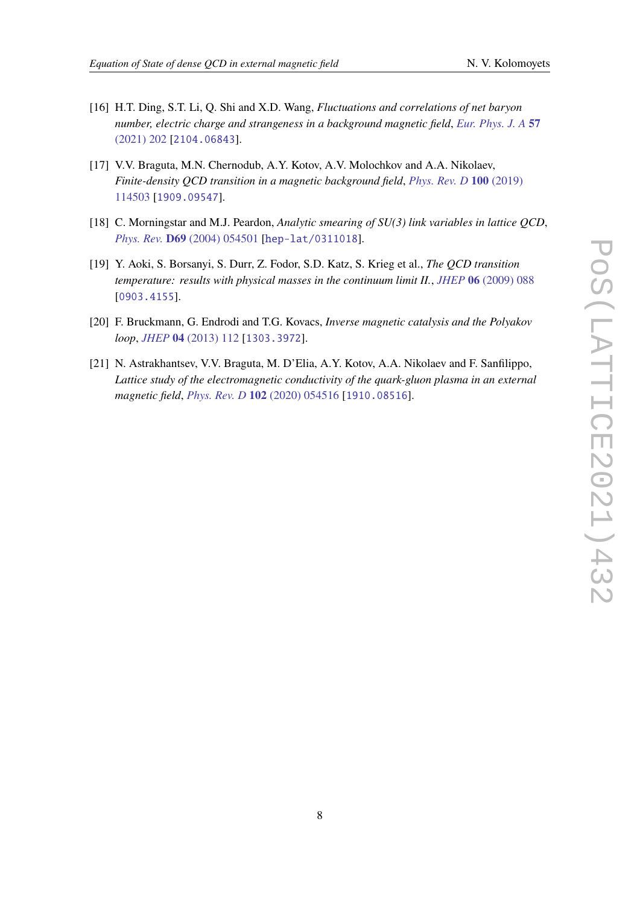[16] H.T. Ding, S.T. Li, Q. Shi and X.D. Wang, *Fluctuations and correlations of net baryon number, electric charge and strangeness in a background magnetic field*, Eur. Phys. J. A **57** (2021) 202 [2104.06843].

[17] V.V. Braguta, M.N. Chernodub, A.Y. Kotov, A.V. Molochkov and A.A. Nikolaev, *Finite-density QCD transition in a magnetic background field*, Phys. Rev. D **100** (2019) 114503 [1909.09547].

[18] C. Morningstar and M.J. Peardon, *Analytic smearing of SU(3) link variables in lattice QCD*, Phys. Rev. **D69** (2004) 054501 [hep-lat/0311018].

[19] Y. Aoki, S. Borsanyi, S. Durr, Z. Fodor, S.D. Katz, S. Krieg et al., *The QCD transition temperature: results with physical masses in the continuum limit II.*, JHEP **06** (2009) 088 [0903.4155].

[20] F. Bruckmann, G. Endrodi and T.G. Kovacs, *Inverse magnetic catalysis and the Polyakov loop*, JHEP **04** (2013) 112 [1303.3972].

[21] N. Astrakhantsev, V.V. Braguta, M. D'Elia, A.Y. Kotov, A.A. Nikolaev and F. Sanfilippo, *Lattice study of the electromagnetic conductivity of the quark-gluon plasma in an external magnetic field*, Phys. Rev. D **102** (2020) 054516 [1910.08516].